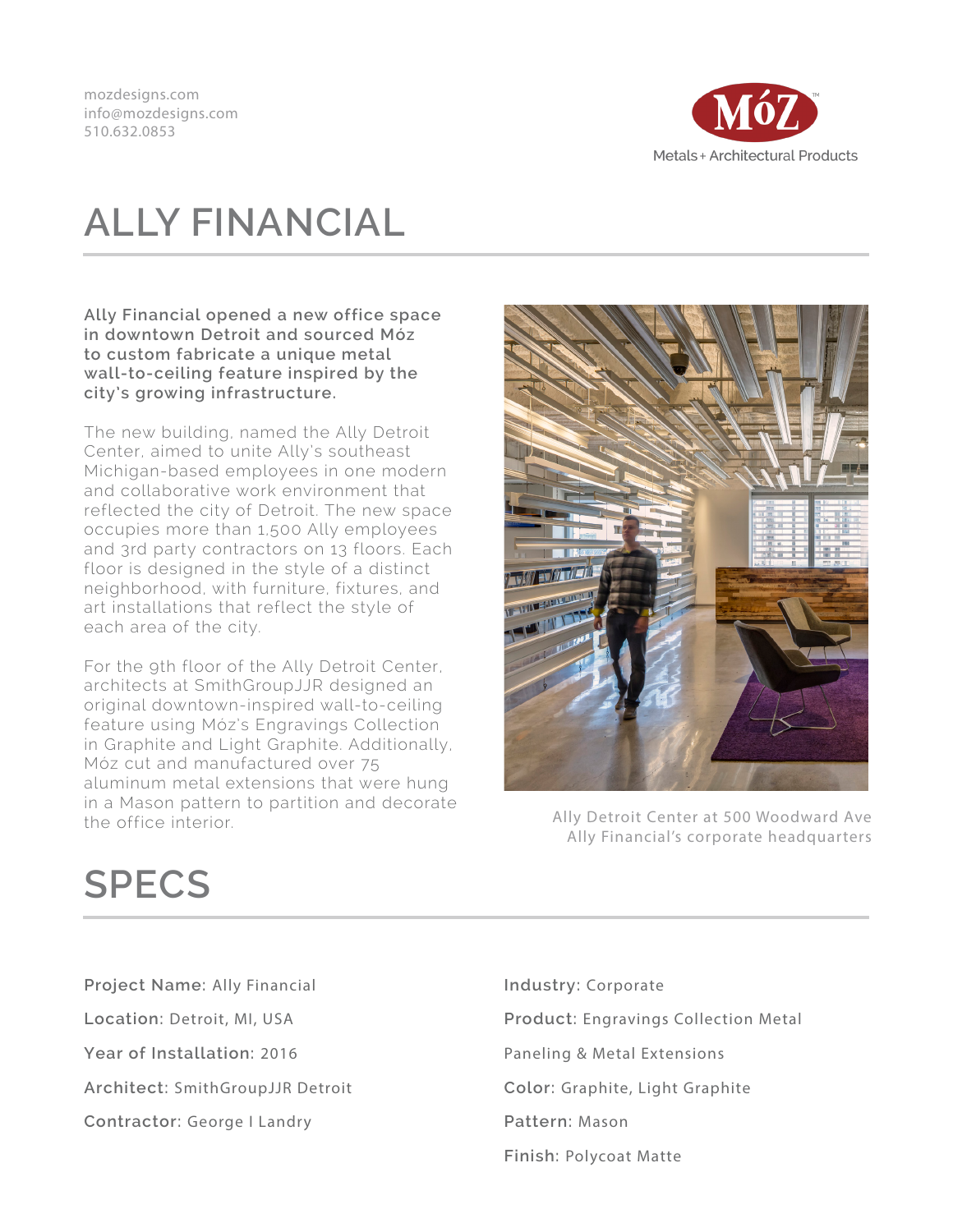mozdesigns.com
info@mozdesigns.com
510.632.0853

Móz™
Metals + Architectural Products

# ALLY FINANCIAL

**Ally Financial opened a new office space in downtown Detroit and sourced Móz to custom fabricate a unique metal wall-to-ceiling feature inspired by the city's growing infrastructure.**

The new building, named the Ally Detroit Center, aimed to unite Ally's southeast Michigan-based employees in one modern and collaborative work environment that reflected the city of Detroit. The new space occupies more than 1,500 Ally employees and 3rd party contractors on 13 floors. Each floor is designed in the style of a distinct neighborhood, with furniture, fixtures, and art installations that reflect the style of each area of the city.

For the 9th floor of the Ally Detroit Center, architects at SmithGroupJJR designed an original downtown-inspired wall-to-ceiling feature using Móz's Engravings Collection in Graphite and Light Graphite. Additionally, Móz cut and manufactured over 75 aluminum metal extensions that were hung in a Mason pattern to partition and decorate the office interior.

Ally Detroit Center at 500 Woodward Ave
Ally Financial's corporate headquarters

# SPECS

**Project Name:** Ally Financial

**Location:** Detroit, MI, USA

**Year of Installation:** 2016

**Architect:** SmithGroupJJR Detroit

**Contractor:** George I Landry

**Industry:** Corporate

**Product:** Engravings Collection Metal Paneling & Metal Extensions

**Color:** Graphite, Light Graphite

**Pattern:** Mason

**Finish:** Polycoat Matte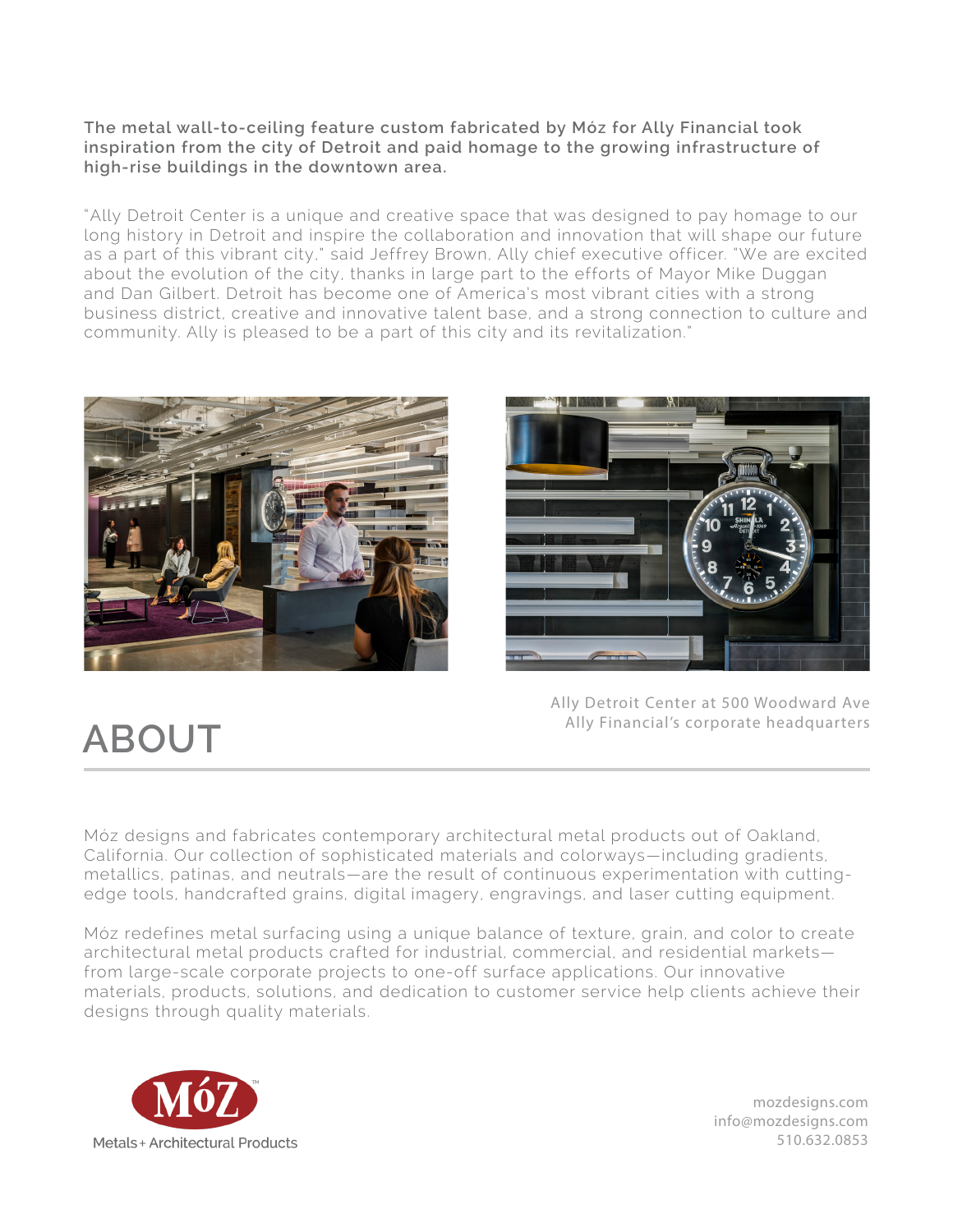**The metal wall-to-ceiling feature custom fabricated by Móz for Ally Financial took inspiration from the city of Detroit and paid homage to the growing infrastructure of high-rise buildings in the downtown area.**

"Ally Detroit Center is a unique and creative space that was designed to pay homage to our long history in Detroit and inspire the collaboration and innovation that will shape our future as a part of this vibrant city," said Jeffrey Brown, Ally chief executive officer. "We are excited about the evolution of the city, thanks in large part to the efforts of Mayor Mike Duggan and Dan Gilbert. Detroit has become one of America's most vibrant cities with a strong business district, creative and innovative talent base, and a strong connection to culture and community. Ally is pleased to be a part of this city and its revitalization."

Ally Detroit Center at 500 Woodward Ave
Ally Financial's corporate headquarters

## ABOUT

Móz designs and fabricates contemporary architectural metal products out of Oakland, California. Our collection of sophisticated materials and colorways—including gradients, metallics, patinas, and neutrals—are the result of continuous experimentation with cutting-edge tools, handcrafted grains, digital imagery, engravings, and laser cutting equipment.

Móz redefines metal surfacing using a unique balance of texture, grain, and color to create architectural metal products crafted for industrial, commercial, and residential markets—from large-scale corporate projects to one-off surface applications. Our innovative materials, products, solutions, and dedication to customer service help clients achieve their designs through quality materials.

MóZ™
Metals + Architectural Products

mozdesigns.com
info@mozdesigns.com
510.632.0853